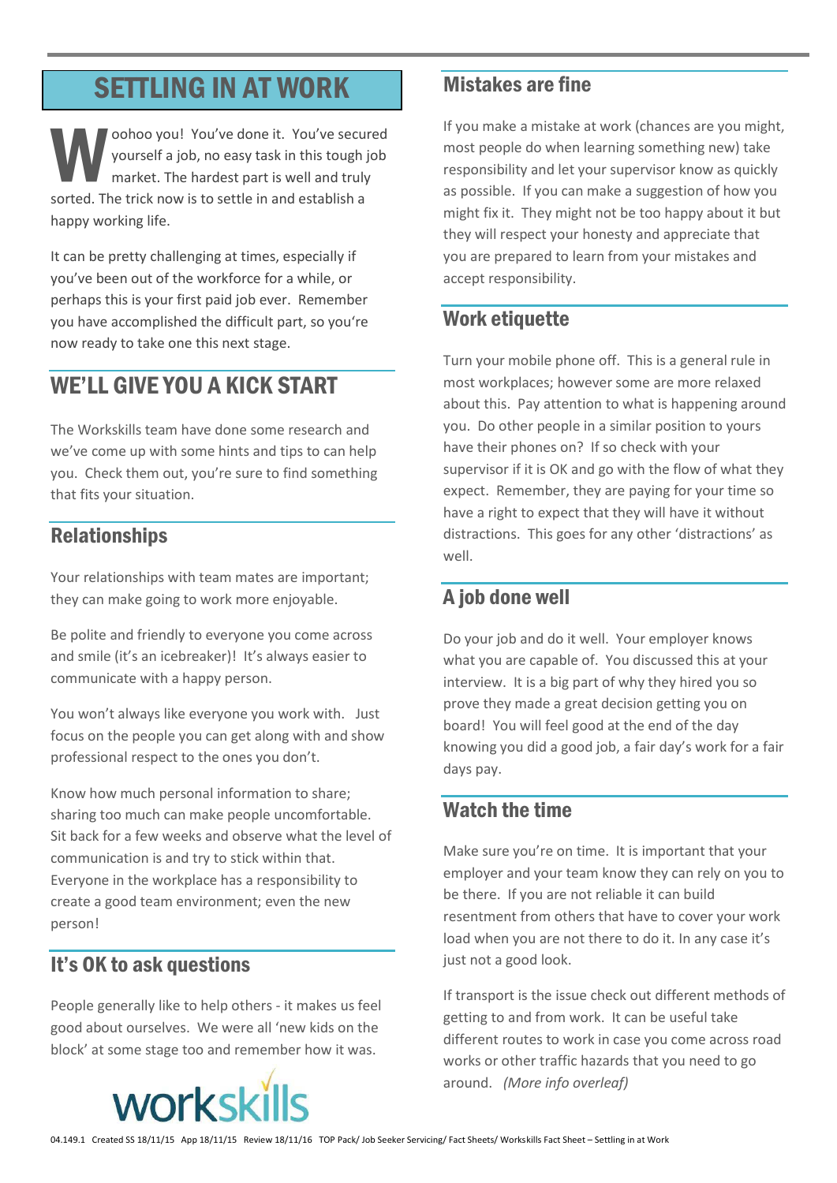# SETTLING IN AT WORK

Woohoo you! You've done it. You've secured yourself a job, no easy task in this tough job market. The hardest part is well and truly sorted. The trick now is to settle in and establish a happy working life.

It can be pretty challenging at times, especially if you've been out of the workforce for a while, or perhaps this is your first paid job ever. Remember you have accomplished the difficult part, so you're now ready to take one this next stage.

## WE'LL GIVE YOU A KICK START

The Workskills team have done some research and we've come up with some hints and tips to can help you. Check them out, you're sure to find something that fits your situation.

### Relationships

Your relationships with team mates are important; they can make going to work more enjoyable.

Be polite and friendly to everyone you come across and smile (it's an icebreaker)! It's always easier to communicate with a happy person.

You won't always like everyone you work with. Just focus on the people you can get along with and show professional respect to the ones you don't.

Know how much personal information to share; sharing too much can make people uncomfortable. Sit back for a few weeks and observe what the level of communication is and try to stick within that. Everyone in the workplace has a responsibility to create a good team environment; even the new person!

### It's OK to ask questions

People generally like to help others - it makes us feel good about ourselves. We were all 'new kids on the block' at some stage too and remember how it was.

workskills

### Mistakes are fine

If you make a mistake at work (chances are you might, most people do when learning something new) take responsibility and let your supervisor know as quickly as possible. If you can make a suggestion of how you might fix it. They might not be too happy about it but they will respect your honesty and appreciate that you are prepared to learn from your mistakes and accept responsibility.

### Work etiquette

Turn your mobile phone off. This is a general rule in most workplaces; however some are more relaxed about this. Pay attention to what is happening around you. Do other people in a similar position to yours have their phones on? If so check with your supervisor if it is OK and go with the flow of what they expect. Remember, they are paying for your time so have a right to expect that they will have it without distractions. This goes for any other 'distractions' as well.

### A job done well

Do your job and do it well. Your employer knows what you are capable of. You discussed this at your interview. It is a big part of why they hired you so prove they made a great decision getting you on board! You will feel good at the end of the day knowing you did a good job, a fair day's work for a fair days pay.

### Watch the time

Make sure you're on time. It is important that your employer and your team know they can rely on you to be there. If you are not reliable it can build resentment from others that have to cover your work load when you are not there to do it. In any case it's just not a good look.

If transport is the issue check out different methods of getting to and from work. It can be useful take different routes to work in case you come across road works or other traffic hazards that you need to go around. *(More info overleaf)*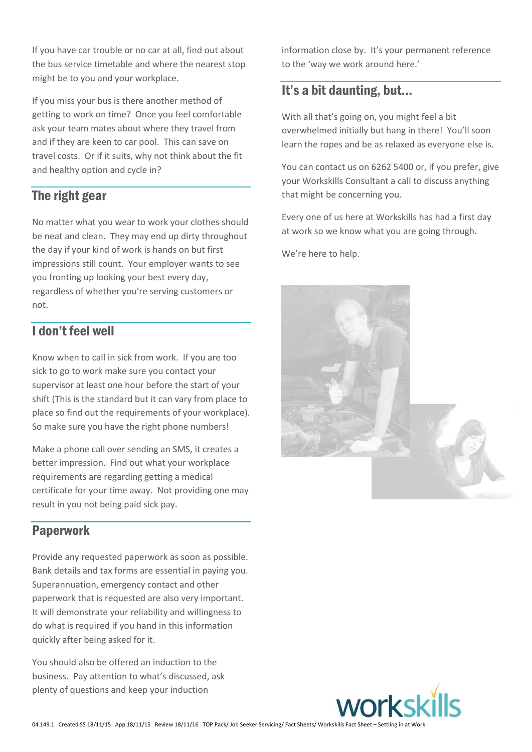If you have car trouble or no car at all, find out about the bus service timetable and where the nearest stop might be to you and your workplace.

If you miss your bus is there another method of getting to work on time? Once you feel comfortable ask your team mates about where they travel from and if they are keen to car pool. This can save on travel costs. Or if it suits, why not think about the fit and healthy option and cycle in?

## The right gear

No matter what you wear to work your clothes should be neat and clean. They may end up dirty throughout the day if your kind of work is hands on but first impressions still count. Your employer wants to see you fronting up looking your best every day, regardless of whether you're serving customers or not.

## I don't feel well

Know when to call in sick from work. If you are too sick to go to work make sure you contact your supervisor at least one hour before the start of your shift (This is the standard but it can vary from place to place so find out the requirements of your workplace). So make sure you have the right phone numbers!

Make a phone call over sending an SMS, it creates a better impression. Find out what your workplace requirements are regarding getting a medical certificate for your time away. Not providing one may result in you not being paid sick pay.

## Paperwork

Provide any requested paperwork as soon as possible. Bank details and tax forms are essential in paying you. Superannuation, emergency contact and other paperwork that is requested are also very important. It will demonstrate your reliability and willingness to do what is required if you hand in this information quickly after being asked for it.

You should also be offered an induction to the business. Pay attention to what's discussed, ask plenty of questions and keep your induction information close by. It's your permanent reference to the 'way we work around here.'

## It's a bit daunting, but...

With all that's going on, you might feel a bit overwhelmed initially but hang in there! You'll soon learn the ropes and be as relaxed as everyone else is.

You can contact us on 6262 5400 or, if you prefer, give your Workskills Consultant a call to discuss anything that might be concerning you.

Every one of us here at Workskills has had a first day at work so we know what you are going through.

We're here to help.

04.149.1 Created SS 18/11/15 App 18/11/15 Review 18/11/16 TOP Pack/ Job Seeker Servicing/ Fact Sheets/ Workskills Fact Sheet – Settling in at Work